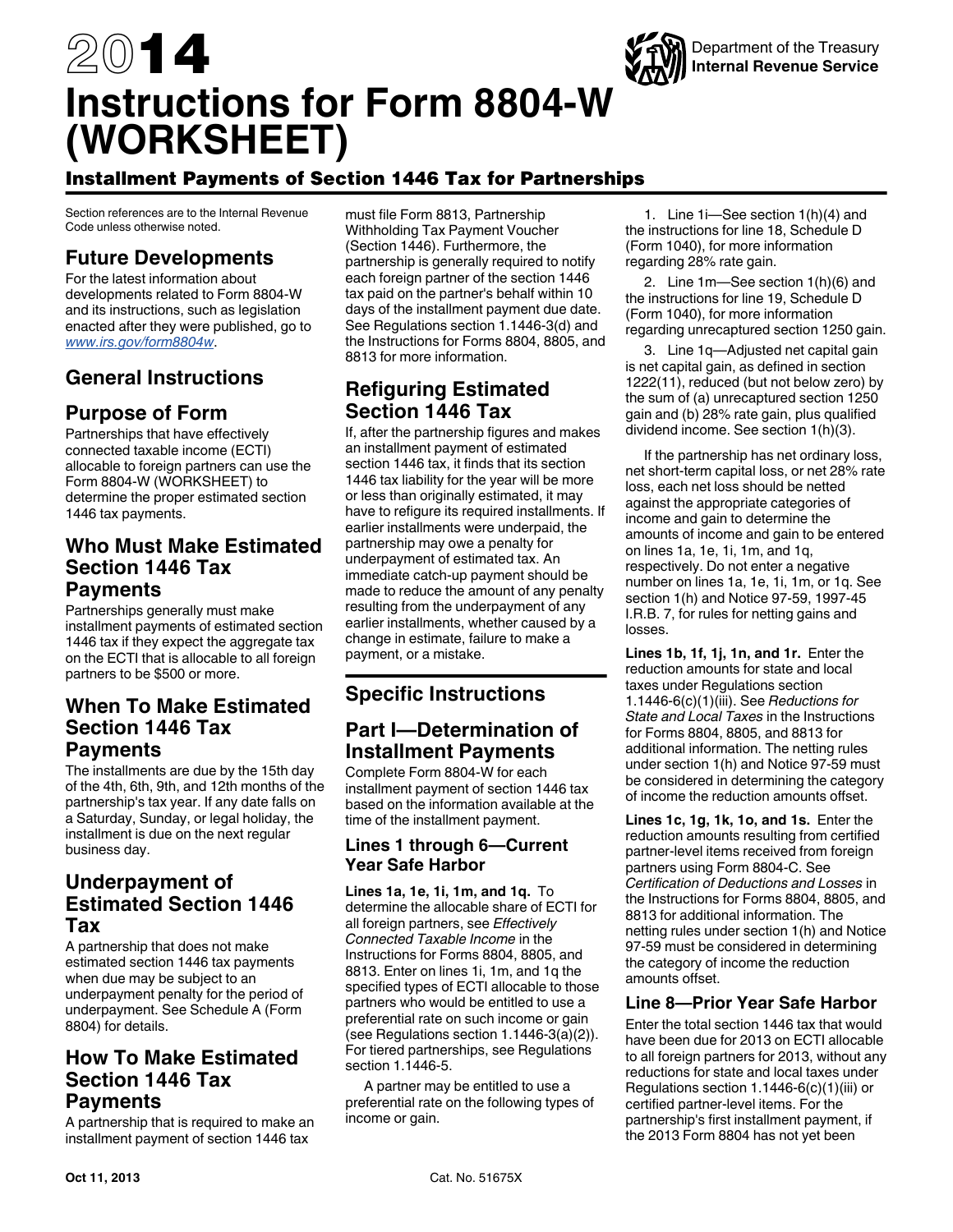# 2014 Instructions for Form 8804-W (WORKSHEET)

Department of the Treasury
**Internal Revenue Service**

## Installment Payments of Section 1446 Tax for Partnerships

Section references are to the Internal Revenue Code unless otherwise noted.

## Future Developments

For the latest information about developments related to Form 8804-W and its instructions, such as legislation enacted after they were published, go to *www.irs.gov/form8804w*.

## General Instructions

## Purpose of Form

Partnerships that have effectively connected taxable income (ECTI) allocable to foreign partners can use the Form 8804-W (WORKSHEET) to determine the proper estimated section 1446 tax payments.

## Who Must Make Estimated Section 1446 Tax Payments

Partnerships generally must make installment payments of estimated section 1446 tax if they expect the aggregate tax on the ECTI that is allocable to all foreign partners to be $500 or more.

## When To Make Estimated Section 1446 Tax Payments

The installments are due by the 15th day of the 4th, 6th, 9th, and 12th months of the partnership's tax year. If any date falls on a Saturday, Sunday, or legal holiday, the installment is due on the next regular business day.

## Underpayment of Estimated Section 1446 Tax

A partnership that does not make estimated section 1446 tax payments when due may be subject to an underpayment penalty for the period of underpayment. See Schedule A (Form 8804) for details.

## How To Make Estimated Section 1446 Tax Payments

A partnership that is required to make an installment payment of section 1446 tax must file Form 8813, Partnership Withholding Tax Payment Voucher (Section 1446). Furthermore, the partnership is generally required to notify each foreign partner of the section 1446 tax paid on the partner's behalf within 10 days of the installment payment due date. See Regulations section 1.1446-3(d) and the Instructions for Forms 8804, 8805, and 8813 for more information.

## Refiguring Estimated Section 1446 Tax

If, after the partnership figures and makes an installment payment of estimated section 1446 tax, it finds that its section 1446 tax liability for the year will be more or less than originally estimated, it may have to refigure its required installments. If earlier installments were underpaid, the partnership may owe a penalty for underpayment of estimated tax. An immediate catch-up payment should be made to reduce the amount of any penalty resulting from the underpayment of any earlier installments, whether caused by a change in estimate, failure to make a payment, or a mistake.

## Specific Instructions

## Part I—Determination of Installment Payments

Complete Form 8804-W for each installment payment of section 1446 tax based on the information available at the time of the installment payment.

### Lines 1 through 6—Current Year Safe Harbor

**Lines 1a, 1e, 1i, 1m, and 1q.** To determine the allocable share of ECTI for all foreign partners, see *Effectively Connected Taxable Income* in the Instructions for Forms 8804, 8805, and 8813. Enter on lines 1i, 1m, and 1q the specified types of ECTI allocable to those partners who would be entitled to use a preferential rate on such income or gain (see Regulations section 1.1446-3(a)(2)). For tiered partnerships, see Regulations section 1.1446-5.

A partner may be entitled to use a preferential rate on the following types of income or gain.

1. Line 1i—See section 1(h)(4) and the instructions for line 18, Schedule D (Form 1040), for more information regarding 28% rate gain.

2. Line 1m—See section 1(h)(6) and the instructions for line 19, Schedule D (Form 1040), for more information regarding unrecaptured section 1250 gain.

3. Line 1q—Adjusted net capital gain is net capital gain, as defined in section 1222(11), reduced (but not below zero) by the sum of (a) unrecaptured section 1250 gain and (b) 28% rate gain, plus qualified dividend income. See section 1(h)(3).

If the partnership has net ordinary loss, net short-term capital loss, or net 28% rate loss, each net loss should be netted against the appropriate categories of income and gain to determine the amounts of income and gain to be entered on lines 1a, 1e, 1i, 1m, and 1q, respectively. Do not enter a negative number on lines 1a, 1e, 1i, 1m, or 1q. See section 1(h) and Notice 97-59, 1997-45 I.R.B. 7, for rules for netting gains and losses.

**Lines 1b, 1f, 1j, 1n, and 1r.** Enter the reduction amounts for state and local taxes under Regulations section 1.1446-6(c)(1)(iii). See *Reductions for State and Local Taxes* in the Instructions for Forms 8804, 8805, and 8813 for additional information. The netting rules under section 1(h) and Notice 97-59 must be considered in determining the category of income the reduction amounts offset.

**Lines 1c, 1g, 1k, 1o, and 1s.** Enter the reduction amounts resulting from certified partner-level items received from foreign partners using Form 8804-C. See *Certification of Deductions and Losses* in the Instructions for Forms 8804, 8805, and 8813 for additional information. The netting rules under section 1(h) and Notice 97-59 must be considered in determining the category of income the reduction amounts offset.

### Line 8—Prior Year Safe Harbor

Enter the total section 1446 tax that would have been due for 2013 on ECTI allocable to all foreign partners for 2013, without any reductions for state and local taxes under Regulations section 1.1446-6(c)(1)(iii) or certified partner-level items. For the partnership's first installment payment, if the 2013 Form 8804 has not yet been

Oct 11, 2013 Cat. No. 51675X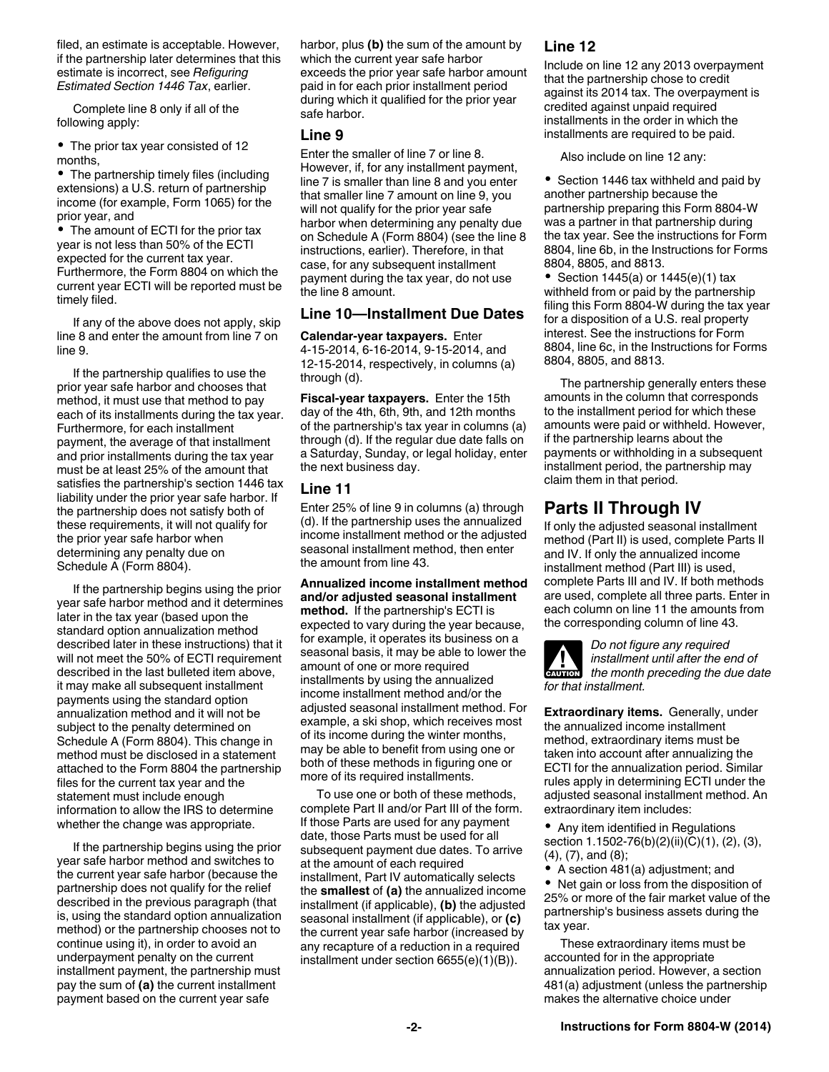filed, an estimate is acceptable. However, if the partnership later determines that this estimate is incorrect, see *Refiguring Estimated Section 1446 Tax*, earlier.

Complete line 8 only if all of the following apply:

- The prior tax year consisted of 12 months,
- The partnership timely files (including extensions) a U.S. return of partnership income (for example, Form 1065) for the prior year, and
- The amount of ECTI for the prior tax year is not less than 50% of the ECTI expected for the current tax year. Furthermore, the Form 8804 on which the current year ECTI will be reported must be timely filed.

If any of the above does not apply, skip line 8 and enter the amount from line 7 on line 9.

If the partnership qualifies to use the prior year safe harbor and chooses that method, it must use that method to pay each of its installments during the tax year. Furthermore, for each installment payment, the average of that installment and prior installments during the tax year must be at least 25% of the amount that satisfies the partnership's section 1446 tax liability under the prior year safe harbor. If the partnership does not satisfy both of these requirements, it will not qualify for the prior year safe harbor when determining any penalty due on Schedule A (Form 8804).

If the partnership begins using the prior year safe harbor method and it determines later in the tax year (based upon the standard option annualization method described later in these instructions) that it will not meet the 50% of ECTI requirement described in the last bulleted item above, it may make all subsequent installment payments using the standard option annualization method and it will not be subject to the penalty determined on Schedule A (Form 8804). This change in method must be disclosed in a statement attached to the Form 8804 the partnership files for the current tax year and the statement must include enough information to allow the IRS to determine whether the change was appropriate.

If the partnership begins using the prior year safe harbor method and switches to the current year safe harbor (because the partnership does not qualify for the relief described in the previous paragraph (that is, using the standard option annualization method) or the partnership chooses not to continue using it), in order to avoid an underpayment penalty on the current installment payment, the partnership must pay the sum of **(a)** the current installment payment based on the current year safe harbor, plus **(b)** the sum of the amount by which the current year safe harbor exceeds the prior year safe harbor amount paid in for each prior installment period during which it qualified for the prior year safe harbor.

### Line 9

Enter the smaller of line 7 or line 8. However, if, for any installment payment, line 7 is smaller than line 8 and you enter that smaller line 7 amount on line 9, you will not qualify for the prior year safe harbor when determining any penalty due on Schedule A (Form 8804) (see the line 8 instructions, earlier). Therefore, in that case, for any subsequent installment payment during the tax year, do not use the line 8 amount.

### Line 10—Installment Due Dates

**Calendar-year taxpayers.** Enter 4-15-2014, 6-16-2014, 9-15-2014, and 12-15-2014, respectively, in columns (a) through (d).

**Fiscal-year taxpayers.** Enter the 15th day of the 4th, 6th, 9th, and 12th months of the partnership's tax year in columns (a) through (d). If the regular due date falls on a Saturday, Sunday, or legal holiday, enter the next business day.

### Line 11

Enter 25% of line 9 in columns (a) through (d). If the partnership uses the annualized income installment method or the adjusted seasonal installment method, then enter the amount from line 43.

**Annualized income installment method and/or adjusted seasonal installment method.** If the partnership's ECTI is expected to vary during the year because, for example, it operates its business on a seasonal basis, it may be able to lower the amount of one or more required installments by using the annualized income installment method and/or the adjusted seasonal installment method. For example, a ski shop, which receives most of its income during the winter months, may be able to benefit from using one or both of these methods in figuring one or more of its required installments.

To use one or both of these methods, complete Part II and/or Part III of the form. If those Parts are used for any payment date, those Parts must be used for all subsequent payment due dates. To arrive at the amount of each required installment, Part IV automatically selects the **smallest** of **(a)** the annualized income installment (if applicable), **(b)** the adjusted seasonal installment (if applicable), or **(c)** the current year safe harbor (increased by any recapture of a reduction in a required installment under section 6655(e)(1)(B)).

### Line 12

Include on line 12 any 2013 overpayment that the partnership chose to credit against its 2014 tax. The overpayment is credited against unpaid required installments in the order in which the installments are required to be paid.

Also include on line 12 any:

- Section 1446 tax withheld and paid by another partnership because the partnership preparing this Form 8804-W was a partner in that partnership during the tax year. See the instructions for Form 8804, line 6b, in the Instructions for Forms 8804, 8805, and 8813.
- Section 1445(a) or 1445(e)(1) tax withheld from or paid by the partnership filing this Form 8804-W during the tax year for a disposition of a U.S. real property interest. See the instructions for Form 8804, line 6c, in the Instructions for Forms 8804, 8805, and 8813.

The partnership generally enters these amounts in the column that corresponds to the installment period for which these amounts were paid or withheld. However, if the partnership learns about the payments or withholding in a subsequent installment period, the partnership may claim them in that period.

## Parts II Through IV

If only the adjusted seasonal installment method (Part II) is used, complete Parts II and IV. If only the annualized income installment method (Part III) is used, complete Parts III and IV. If both methods are used, complete all three parts. Enter in each column on line 11 the amounts from the corresponding column of line 43.

**CAUTION** *Do not figure any required installment until after the end of the month preceding the due date for that installment.*

**Extraordinary items.** Generally, under the annualized income installment method, extraordinary items must be taken into account after annualizing the ECTI for the annualization period. Similar rules apply in determining ECTI under the adjusted seasonal installment method. An extraordinary item includes:

- Any item identified in Regulations section 1.1502-76(b)(2)(ii)(C)(1), (2), (3), (4), (7), and (8);
- A section 481(a) adjustment; and
- Net gain or loss from the disposition of 25% or more of the fair market value of the partnership's business assets during the tax year.

These extraordinary items must be accounted for in the appropriate annualization period. However, a section 481(a) adjustment (unless the partnership makes the alternative choice under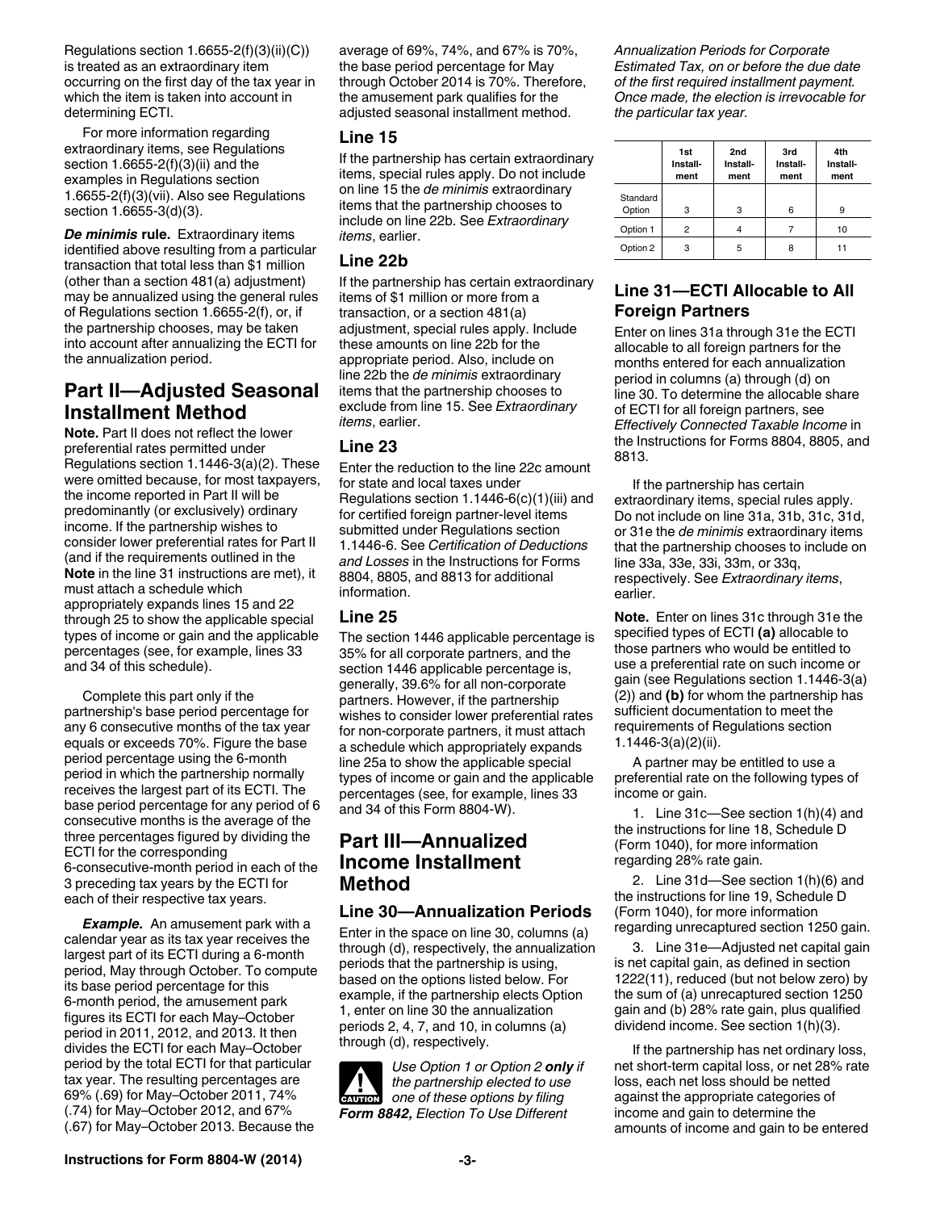Regulations section 1.6655-2(f)(3)(ii)(C)) is treated as an extraordinary item occurring on the first day of the tax year in which the item is taken into account in determining ECTI.

For more information regarding extraordinary items, see Regulations section 1.6655-2(f)(3)(ii) and the examples in Regulations section 1.6655-2(f)(3)(vii). Also see Regulations section 1.6655-3(d)(3).

***De minimis* rule.** Extraordinary items identified above resulting from a particular transaction that total less than $1 million (other than a section 481(a) adjustment) may be annualized using the general rules of Regulations section 1.6655-2(f), or, if the partnership chooses, may be taken into account after annualizing the ECTI for the annualization period.

## Part II—Adjusted Seasonal Installment Method

**Note.** Part II does not reflect the lower preferential rates permitted under Regulations section 1.1446-3(a)(2). These were omitted because, for most taxpayers, the income reported in Part II will be predominantly (or exclusively) ordinary income. If the partnership wishes to consider lower preferential rates for Part II (and if the requirements outlined in the **Note** in the line 31 instructions are met), it must attach a schedule which appropriately expands lines 15 and 22 through 25 to show the applicable special types of income or gain and the applicable percentages (see, for example, lines 33 and 34 of this schedule).

Complete this part only if the partnership's base period percentage for any 6 consecutive months of the tax year equals or exceeds 70%. Figure the base period percentage using the 6-month period in which the partnership normally receives the largest part of its ECTI. The base period percentage for any period of 6 consecutive months is the average of the three percentages figured by dividing the ECTI for the corresponding 6-consecutive-month period in each of the 3 preceding tax years by the ECTI for each of their respective tax years.

***Example.*** An amusement park with a calendar year as its tax year receives the largest part of its ECTI during a 6-month period, May through October. To compute its base period percentage for this 6-month period, the amusement park figures its ECTI for each May–October period in 2011, 2012, and 2013. It then divides the ECTI for each May–October period by the total ECTI for that particular tax year. The resulting percentages are 69% (.69) for May–October 2011, 74% (.74) for May–October 2012, and 67% (.67) for May–October 2013. Because the average of 69%, 74%, and 67% is 70%, the base period percentage for May through October 2014 is 70%. Therefore, the amusement park qualifies for the adjusted seasonal installment method.

### Line 15

If the partnership has certain extraordinary items, special rules apply. Do not include on line 15 the *de minimis* extraordinary items that the partnership chooses to include on line 22b. See *Extraordinary items*, earlier.

### Line 22b

If the partnership has certain extraordinary items of $1 million or more from a transaction, or a section 481(a) adjustment, special rules apply. Include these amounts on line 22b for the appropriate period. Also, include on line 22b the *de minimis* extraordinary items that the partnership chooses to exclude from line 15. See *Extraordinary items*, earlier.

### Line 23

Enter the reduction to the line 22c amount for state and local taxes under Regulations section 1.1446-6(c)(1)(iii) and for certified foreign partner-level items submitted under Regulations section 1.1446-6. See *Certification of Deductions and Losses* in the Instructions for Forms 8804, 8805, and 8813 for additional information.

### Line 25

The section 1446 applicable percentage is 35% for all corporate partners, and the section 1446 applicable percentage is, generally, 39.6% for all non-corporate partners. However, if the partnership wishes to consider lower preferential rates for non-corporate partners, it must attach a schedule which appropriately expands line 25a to show the applicable special types of income or gain and the applicable percentages (see, for example, lines 33 and 34 of this Form 8804-W).

## Part III—Annualized Income Installment Method

### Line 30—Annualization Periods

Enter in the space on line 30, columns (a) through (d), respectively, the annualization periods that the partnership is using, based on the options listed below. For example, if the partnership elects Option 1, enter on line 30 the annualization periods 2, 4, 7, and 10, in columns (a) through (d), respectively.

CAUTION: *Use Option 1 or Option 2* ***only*** *if the partnership elected to use one of these options by filing* ***Form 8842,*** *Election To Use Different Annualization Periods for Corporate Estimated Tax, on or before the due date of the first required installment payment. Once made, the election is irrevocable for the particular tax year.*

| | 1st Install-ment | 2nd Install-ment | 3rd Install-ment | 4th Install-ment |
|---|---|---|---|---|
| Standard Option | 3 | 3 | 6 | 9 |
| Option 1 | 2 | 4 | 7 | 10 |
| Option 2 | 3 | 5 | 8 | 11 |

### Line 31—ECTI Allocable to All Foreign Partners

Enter on lines 31a through 31e the ECTI allocable to all foreign partners for the months entered for each annualization period in columns (a) through (d) on line 30. To determine the allocable share of ECTI for all foreign partners, see *Effectively Connected Taxable Income* in the Instructions for Forms 8804, 8805, and 8813.

If the partnership has certain extraordinary items, special rules apply. Do not include on line 31a, 31b, 31c, 31d, or 31e the *de minimis* extraordinary items that the partnership chooses to include on line 33a, 33e, 33i, 33m, or 33q, respectively. See *Extraordinary items*, earlier.

**Note.** Enter on lines 31c through 31e the specified types of ECTI **(a)** allocable to those partners who would be entitled to use a preferential rate on such income or gain (see Regulations section 1.1446-3(a)(2)) and **(b)** for whom the partnership has sufficient documentation to meet the requirements of Regulations section 1.1446-3(a)(2)(ii).

A partner may be entitled to use a preferential rate on the following types of income or gain.

1. Line 31c—See section 1(h)(4) and the instructions for line 18, Schedule D (Form 1040), for more information regarding 28% rate gain.

2. Line 31d—See section 1(h)(6) and the instructions for line 19, Schedule D (Form 1040), for more information regarding unrecaptured section 1250 gain.

3. Line 31e—Adjusted net capital gain is net capital gain, as defined in section 1222(11), reduced (but not below zero) by the sum of (a) unrecaptured section 1250 gain and (b) 28% rate gain, plus qualified dividend income. See section 1(h)(3).

If the partnership has net ordinary loss, net short-term capital loss, or net 28% rate loss, each net loss should be netted against the appropriate categories of income and gain to determine the amounts of income and gain to be entered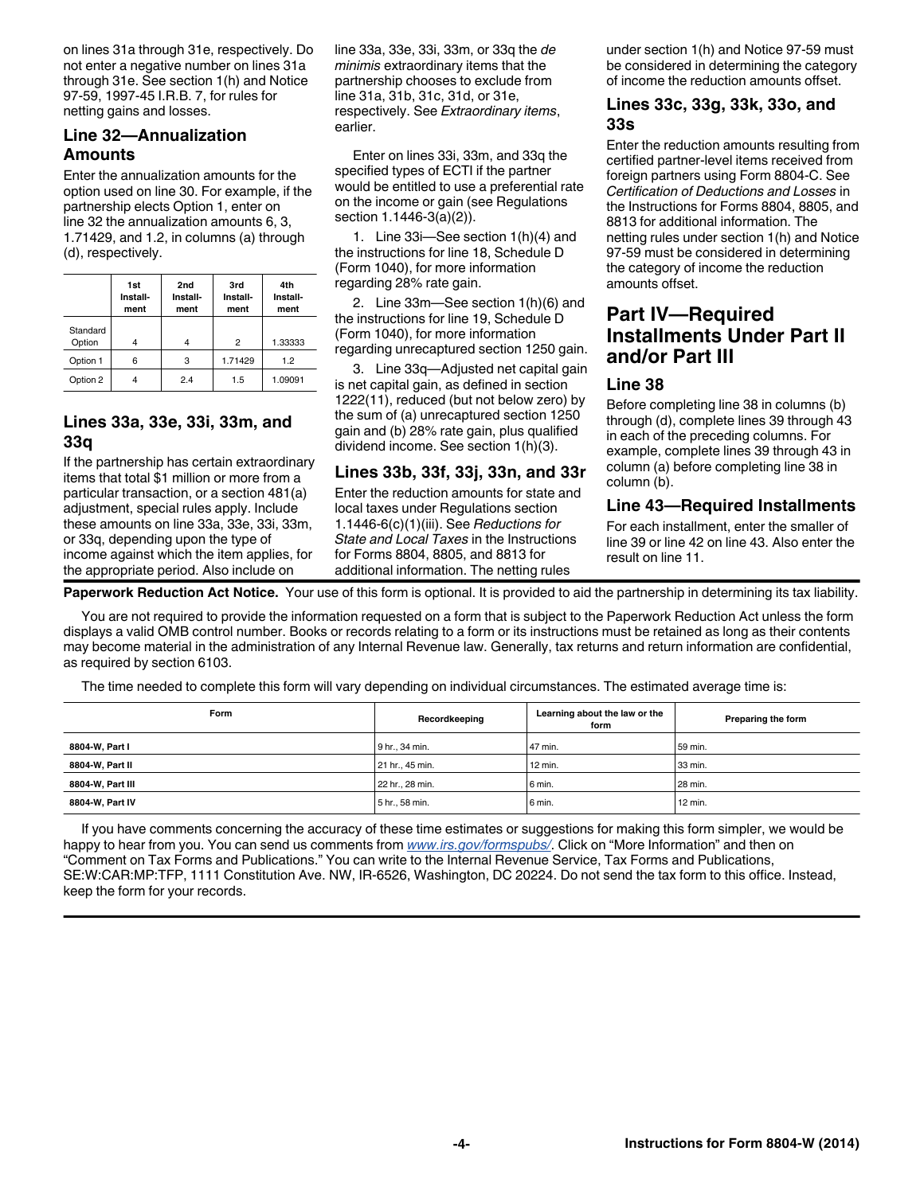on lines 31a through 31e, respectively. Do not enter a negative number on lines 31a through 31e. See section 1(h) and Notice 97-59, 1997-45 I.R.B. 7, for rules for netting gains and losses.

## Line 32—Annualization Amounts

Enter the annualization amounts for the option used on line 30. For example, if the partnership elects Option 1, enter on line 32 the annualization amounts 6, 3, 1.71429, and 1.2, in columns (a) through (d), respectively.

| | 1st Install-ment | 2nd Install-ment | 3rd Install-ment | 4th Install-ment |
|---|---|---|---|---|
| Standard Option | 4 | 4 | 2 | 1.33333 |
| Option 1 | 6 | 3 | 1.71429 | 1.2 |
| Option 2 | 4 | 2.4 | 1.5 | 1.09091 |

## Lines 33a, 33e, 33i, 33m, and 33q

If the partnership has certain extraordinary items that total $1 million or more from a particular transaction, or a section 481(a) adjustment, special rules apply. Include these amounts on line 33a, 33e, 33i, 33m, or 33q, depending upon the type of income against which the item applies, for the appropriate period. Also include on line 33a, 33e, 33i, 33m, or 33q the *de minimis* extraordinary items that the partnership chooses to exclude from line 31a, 31b, 31c, 31d, or 31e, respectively. See *Extraordinary items*, earlier.

Enter on lines 33i, 33m, and 33q the specified types of ECTI if the partner would be entitled to use a preferential rate on the income or gain (see Regulations section 1.1446-3(a)(2)).

1. Line 33i—See section 1(h)(4) and the instructions for line 18, Schedule D (Form 1040), for more information regarding 28% rate gain.

2. Line 33m—See section 1(h)(6) and the instructions for line 19, Schedule D (Form 1040), for more information regarding unrecaptured section 1250 gain.

3. Line 33q—Adjusted net capital gain is net capital gain, as defined in section 1222(11), reduced (but not below zero) by the sum of (a) unrecaptured section 1250 gain and (b) 28% rate gain, plus qualified dividend income. See section 1(h)(3).

## Lines 33b, 33f, 33j, 33n, and 33r

Enter the reduction amounts for state and local taxes under Regulations section 1.1446-6(c)(1)(iii). See *Reductions for State and Local Taxes* in the Instructions for Forms 8804, 8805, and 8813 for additional information. The netting rules under section 1(h) and Notice 97-59 must be considered in determining the category of income the reduction amounts offset.

## Lines 33c, 33g, 33k, 33o, and 33s

Enter the reduction amounts resulting from certified partner-level items received from foreign partners using Form 8804-C. See *Certification of Deductions and Losses* in the Instructions for Forms 8804, 8805, and 8813 for additional information. The netting rules under section 1(h) and Notice 97-59 must be considered in determining the category of income the reduction amounts offset.

# Part IV—Required Installments Under Part II and/or Part III

## Line 38

Before completing line 38 in columns (b) through (d), complete lines 39 through 43 in each of the preceding columns. For example, complete lines 39 through 43 in column (a) before completing line 38 in column (b).

## Line 43—Required Installments

For each installment, enter the smaller of line 39 or line 42 on line 43. Also enter the result on line 11.

**Paperwork Reduction Act Notice.** Your use of this form is optional. It is provided to aid the partnership in determining its tax liability.

You are not required to provide the information requested on a form that is subject to the Paperwork Reduction Act unless the form displays a valid OMB control number. Books or records relating to a form or its instructions must be retained as long as their contents may become material in the administration of any Internal Revenue law. Generally, tax returns and return information are confidential, as required by section 6103.

The time needed to complete this form will vary depending on individual circumstances. The estimated average time is:

| Form | Recordkeeping | Learning about the law or the form | Preparing the form |
|---|---|---|---|
| **8804-W, Part I** | 9 hr., 34 min. | 47 min. | 59 min. |
| **8804-W, Part II** | 21 hr., 45 min. | 12 min. | 33 min. |
| **8804-W, Part III** | 22 hr., 28 min. | 6 min. | 28 min. |
| **8804-W, Part IV** | 5 hr., 58 min. | 6 min. | 12 min. |

If you have comments concerning the accuracy of these time estimates or suggestions for making this form simpler, we would be happy to hear from you. You can send us comments from www.irs.gov/formspubs/. Click on "More Information" and then on "Comment on Tax Forms and Publications." You can write to the Internal Revenue Service, Tax Forms and Publications, SE:W:CAR:MP:TFP, 1111 Constitution Ave. NW, IR-6526, Washington, DC 20224. Do not send the tax form to this office. Instead, keep the form for your records.